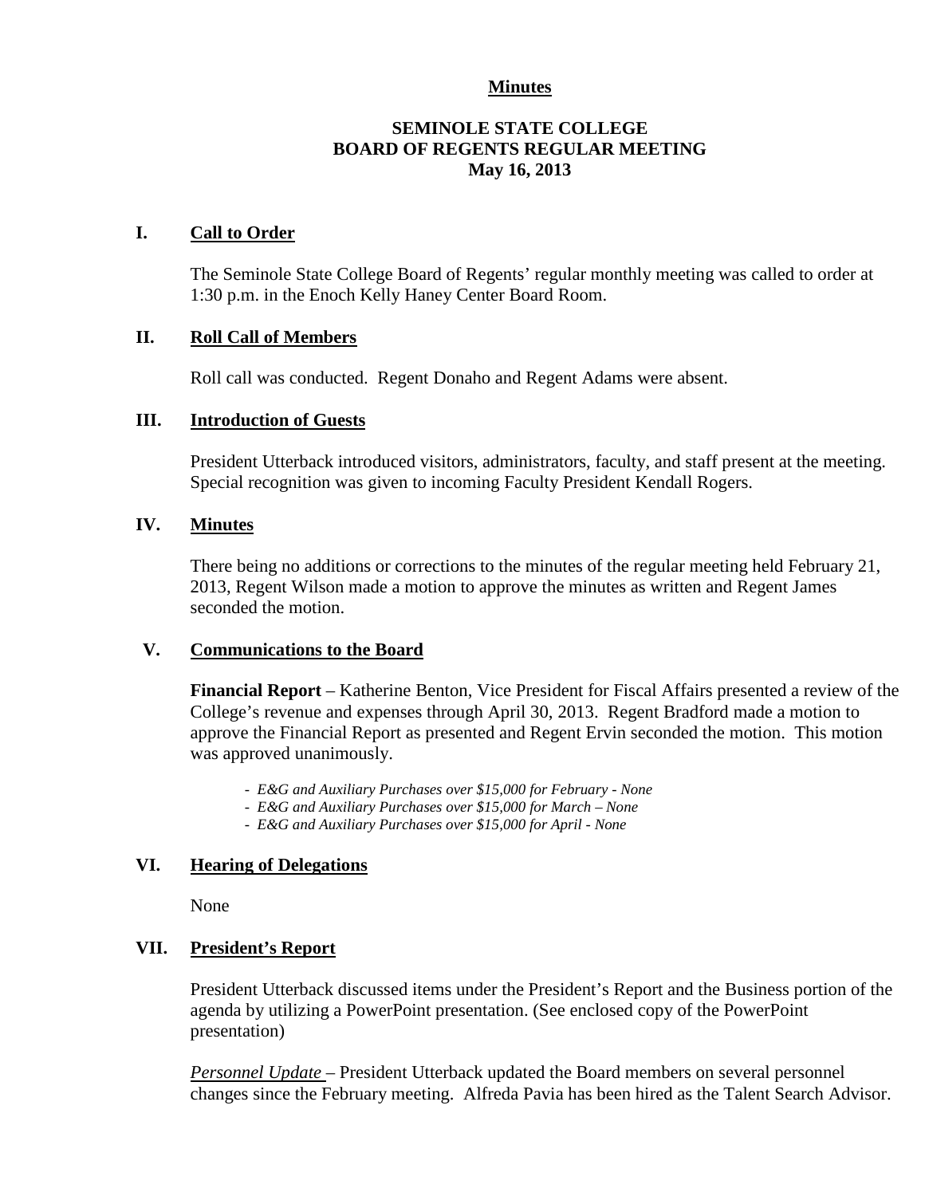**Minutes**

# SEMINOLE STATE COLLEGE
# BOARD OF REGENTS REGULAR MEETING
# May 16, 2013

## I. Call to Order

The Seminole State College Board of Regents' regular monthly meeting was called to order at 1:30 p.m. in the Enoch Kelly Haney Center Board Room.

## II. Roll Call of Members

Roll call was conducted. Regent Donaho and Regent Adams were absent.

## III. Introduction of Guests

President Utterback introduced visitors, administrators, faculty, and staff present at the meeting. Special recognition was given to incoming Faculty President Kendall Rogers.

## IV. Minutes

There being no additions or corrections to the minutes of the regular meeting held February 21, 2013, Regent Wilson made a motion to approve the minutes as written and Regent James seconded the motion.

## V. Communications to the Board

**Financial Report** – Katherine Benton, Vice President for Fiscal Affairs presented a review of the College's revenue and expenses through April 30, 2013. Regent Bradford made a motion to approve the Financial Report as presented and Regent Ervin seconded the motion. This motion was approved unanimously.

- *E&G and Auxiliary Purchases over $15,000 for February - None*
- *E&G and Auxiliary Purchases over $15,000 for March – None*
- *E&G and Auxiliary Purchases over $15,000 for April - None*

## VI. Hearing of Delegations

None

## VII. President's Report

President Utterback discussed items under the President's Report and the Business portion of the agenda by utilizing a PowerPoint presentation. (See enclosed copy of the PowerPoint presentation)

*Personnel Update* – President Utterback updated the Board members on several personnel changes since the February meeting. Alfreda Pavia has been hired as the Talent Search Advisor.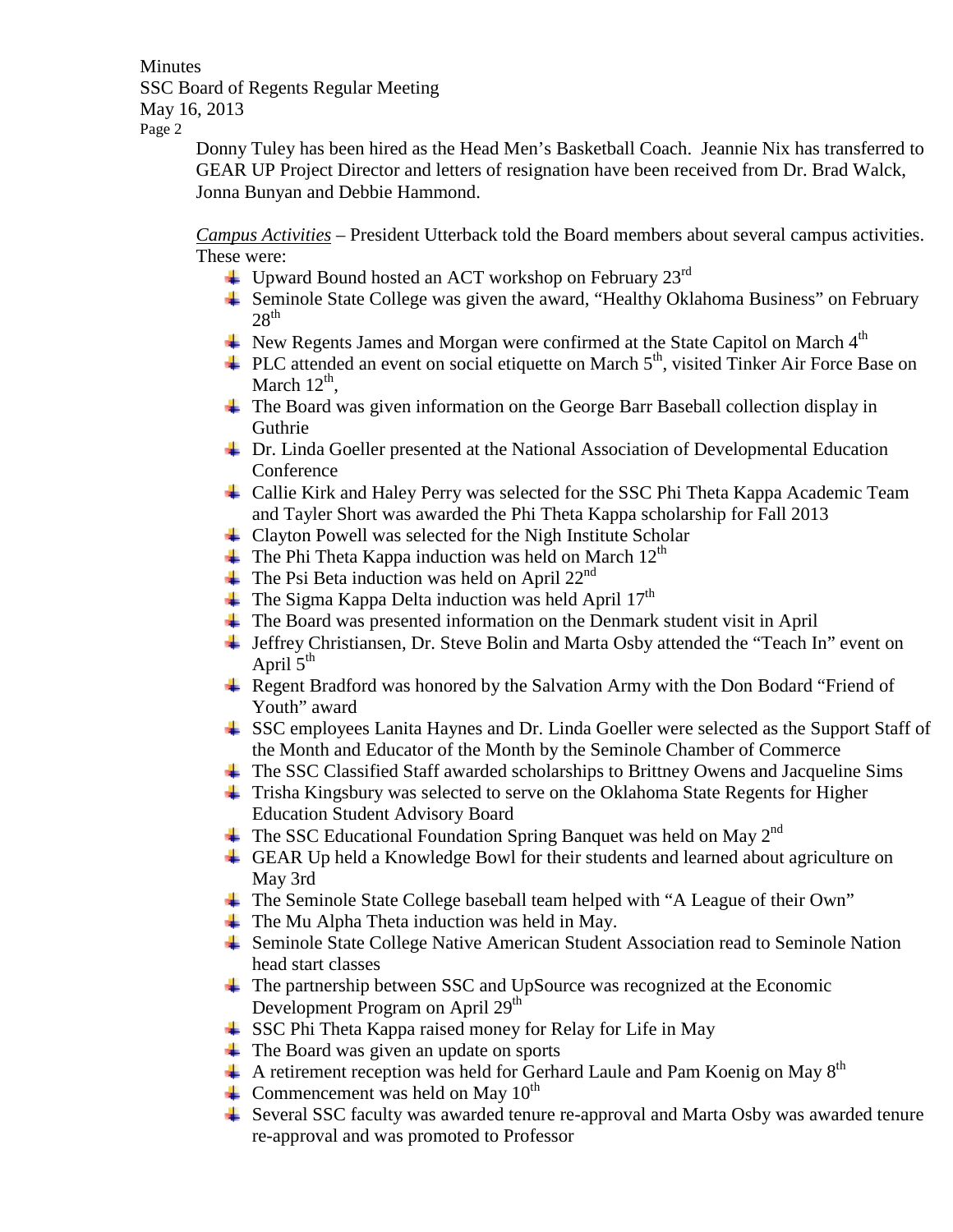Donny Tuley has been hired as the Head Men's Basketball Coach. Jeannie Nix has transferred to GEAR UP Project Director and letters of resignation have been received from Dr. Brad Walck, Jonna Bunyan and Debbie Hammond.

*Campus Activities* – President Utterback told the Board members about several campus activities. These were:

- Upward Bound hosted an ACT workshop on February 23rd
- Seminole State College was given the award, "Healthy Oklahoma Business" on February 28th
- New Regents James and Morgan were confirmed at the State Capitol on March 4th
- PLC attended an event on social etiquette on March 5th, visited Tinker Air Force Base on March 12th,
- The Board was given information on the George Barr Baseball collection display in Guthrie
- Dr. Linda Goeller presented at the National Association of Developmental Education Conference
- Callie Kirk and Haley Perry was selected for the SSC Phi Theta Kappa Academic Team and Tayler Short was awarded the Phi Theta Kappa scholarship for Fall 2013
- Clayton Powell was selected for the Nigh Institute Scholar
- The Phi Theta Kappa induction was held on March 12th
- The Psi Beta induction was held on April 22nd
- The Sigma Kappa Delta induction was held April 17th
- The Board was presented information on the Denmark student visit in April
- Jeffrey Christiansen, Dr. Steve Bolin and Marta Osby attended the "Teach In" event on April 5th
- Regent Bradford was honored by the Salvation Army with the Don Bodard "Friend of Youth" award
- SSC employees Lanita Haynes and Dr. Linda Goeller were selected as the Support Staff of the Month and Educator of the Month by the Seminole Chamber of Commerce
- The SSC Classified Staff awarded scholarships to Brittney Owens and Jacqueline Sims
- Trisha Kingsbury was selected to serve on the Oklahoma State Regents for Higher Education Student Advisory Board
- The SSC Educational Foundation Spring Banquet was held on May 2nd
- GEAR Up held a Knowledge Bowl for their students and learned about agriculture on May 3rd
- The Seminole State College baseball team helped with "A League of their Own"
- The Mu Alpha Theta induction was held in May.
- Seminole State College Native American Student Association read to Seminole Nation head start classes
- The partnership between SSC and UpSource was recognized at the Economic Development Program on April 29th
- SSC Phi Theta Kappa raised money for Relay for Life in May
- The Board was given an update on sports
- A retirement reception was held for Gerhard Laule and Pam Koenig on May 8th
- Commencement was held on May 10th
- Several SSC faculty was awarded tenure re-approval and Marta Osby was awarded tenure re-approval and was promoted to Professor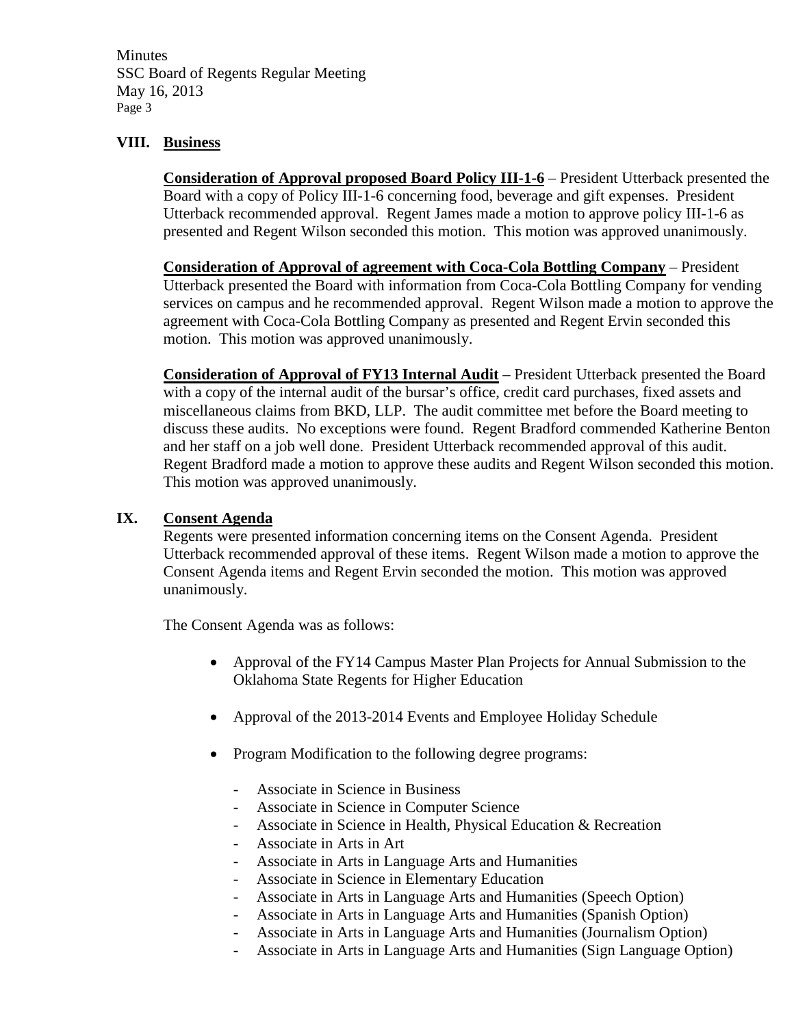## VIII. Business

**Consideration of Approval proposed Board Policy III-1-6** – President Utterback presented the Board with a copy of Policy III-1-6 concerning food, beverage and gift expenses. President Utterback recommended approval. Regent James made a motion to approve policy III-1-6 as presented and Regent Wilson seconded this motion. This motion was approved unanimously.

**Consideration of Approval of agreement with Coca-Cola Bottling Company** – President Utterback presented the Board with information from Coca-Cola Bottling Company for vending services on campus and he recommended approval. Regent Wilson made a motion to approve the agreement with Coca-Cola Bottling Company as presented and Regent Ervin seconded this motion. This motion was approved unanimously.

**Consideration of Approval of FY13 Internal Audit** – President Utterback presented the Board with a copy of the internal audit of the bursar's office, credit card purchases, fixed assets and miscellaneous claims from BKD, LLP. The audit committee met before the Board meeting to discuss these audits. No exceptions were found. Regent Bradford commended Katherine Benton and her staff on a job well done. President Utterback recommended approval of this audit. Regent Bradford made a motion to approve these audits and Regent Wilson seconded this motion. This motion was approved unanimously.

## IX. Consent Agenda

Regents were presented information concerning items on the Consent Agenda. President Utterback recommended approval of these items. Regent Wilson made a motion to approve the Consent Agenda items and Regent Ervin seconded the motion. This motion was approved unanimously.

The Consent Agenda was as follows:

- Approval of the FY14 Campus Master Plan Projects for Annual Submission to the Oklahoma State Regents for Higher Education
- Approval of the 2013-2014 Events and Employee Holiday Schedule
- Program Modification to the following degree programs:
  - Associate in Science in Business
  - Associate in Science in Computer Science
  - Associate in Science in Health, Physical Education & Recreation
  - Associate in Arts in Art
  - Associate in Arts in Language Arts and Humanities
  - Associate in Science in Elementary Education
  - Associate in Arts in Language Arts and Humanities (Speech Option)
  - Associate in Arts in Language Arts and Humanities (Spanish Option)
  - Associate in Arts in Language Arts and Humanities (Journalism Option)
  - Associate in Arts in Language Arts and Humanities (Sign Language Option)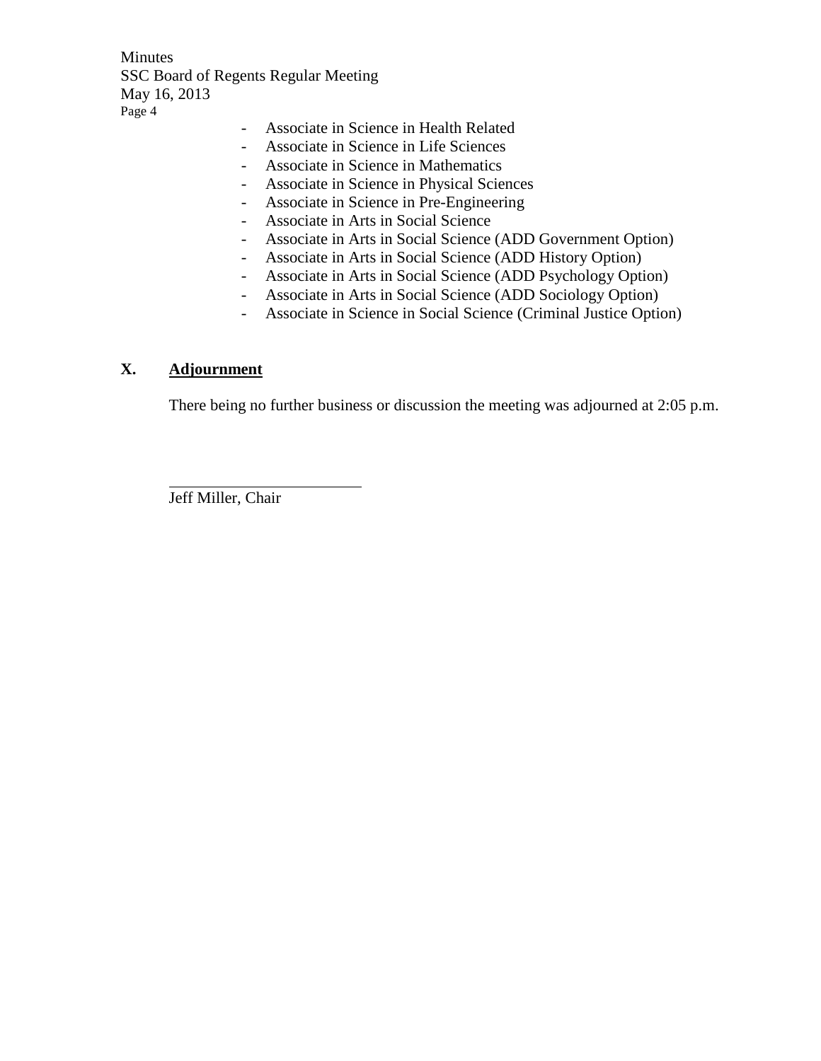- Associate in Science in Health Related
- Associate in Science in Life Sciences
- Associate in Science in Mathematics
- Associate in Science in Physical Sciences
- Associate in Science in Pre-Engineering
- Associate in Arts in Social Science
- Associate in Arts in Social Science (ADD Government Option)
- Associate in Arts in Social Science (ADD History Option)
- Associate in Arts in Social Science (ADD Psychology Option)
- Associate in Arts in Social Science (ADD Sociology Option)
- Associate in Science in Social Science (Criminal Justice Option)

## X. Adjournment

There being no further business or discussion the meeting was adjourned at 2:05 p.m.

\_\_\_\_\_\_\_\_\_\_\_\_\_\_\_\_\_\_\_\_\_\_\_\_\_\_

Jeff Miller, Chair